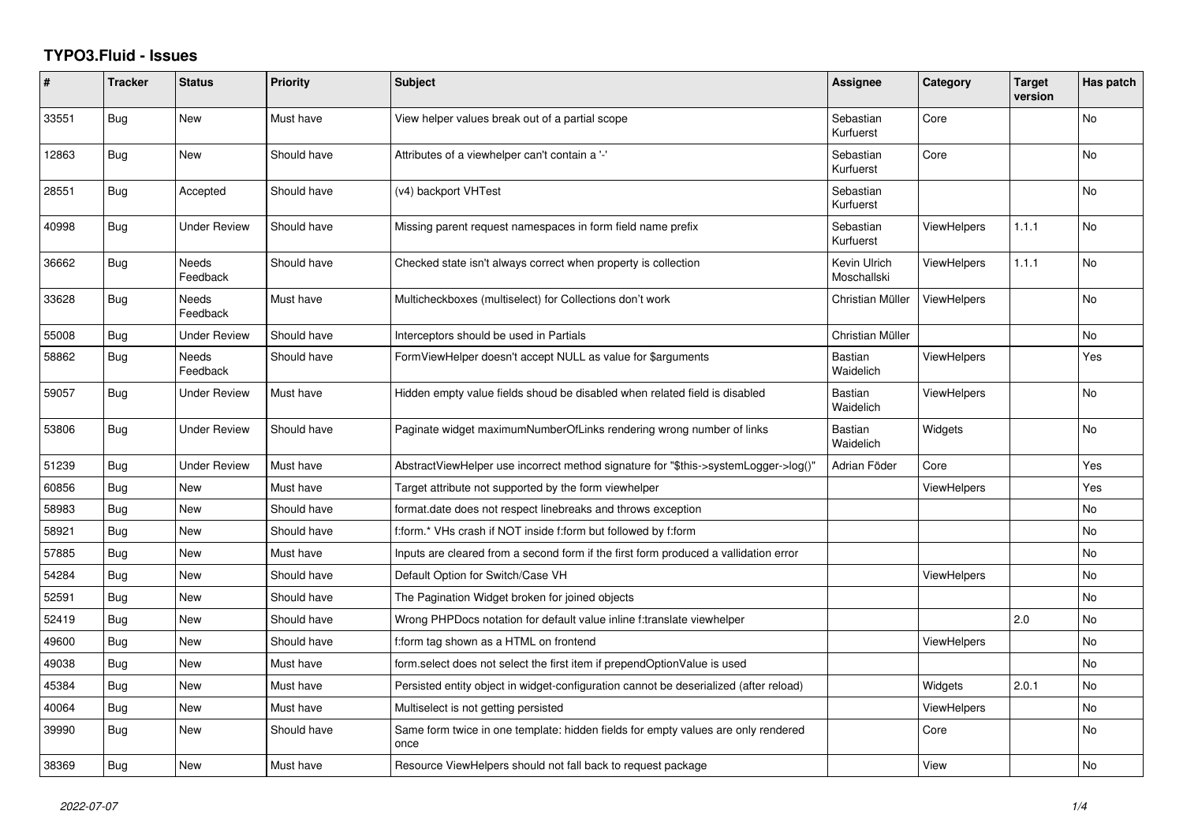# TYPO3.Fluid - Issues

| # | Tracker | Status | Priority | Subject | Assignee | Category | Target version | Has patch |
|---|---|---|---|---|---|---|---|---|
| 33551 | Bug | New | Must have | View helper values break out of a partial scope | Sebastian Kurfuerst | Core | | No |
| 12863 | Bug | New | Should have | Attributes of a viewhelper can't contain a '-' | Sebastian Kurfuerst | Core | | No |
| 28551 | Bug | Accepted | Should have | (v4) backport VHTest | Sebastian Kurfuerst | | | No |
| 40998 | Bug | Under Review | Should have | Missing parent request namespaces in form field name prefix | Sebastian Kurfuerst | ViewHelpers | 1.1.1 | No |
| 36662 | Bug | Needs Feedback | Should have | Checked state isn't always correct when property is collection | Kevin Ulrich Moschallski | ViewHelpers | 1.1.1 | No |
| 33628 | Bug | Needs Feedback | Must have | Multicheckboxes (multiselect) for Collections don't work | Christian Müller | ViewHelpers | | No |
| 55008 | Bug | Under Review | Should have | Interceptors should be used in Partials | Christian Müller | | | No |
| 58862 | Bug | Needs Feedback | Should have | FormViewHelper doesn't accept NULL as value for $arguments | Bastian Waidelich | ViewHelpers | | Yes |
| 59057 | Bug | Under Review | Must have | Hidden empty value fields shoud be disabled when related field is disabled | Bastian Waidelich | ViewHelpers | | No |
| 53806 | Bug | Under Review | Should have | Paginate widget maximumNumberOfLinks rendering wrong number of links | Bastian Waidelich | Widgets | | No |
| 51239 | Bug | Under Review | Must have | AbstractViewHelper use incorrect method signature for "$this->systemLogger->log()" | Adrian Föder | Core | | Yes |
| 60856 | Bug | New | Must have | Target attribute not supported by the form viewhelper | | ViewHelpers | | Yes |
| 58983 | Bug | New | Should have | format.date does not respect linebreaks and throws exception | | | | No |
| 58921 | Bug | New | Should have | f:form.* VHs crash if NOT inside f:form but followed by f:form | | | | No |
| 57885 | Bug | New | Must have | Inputs are cleared from a second form if the first form produced a vallidation error | | | | No |
| 54284 | Bug | New | Should have | Default Option for Switch/Case VH | | ViewHelpers | | No |
| 52591 | Bug | New | Should have | The Pagination Widget broken for joined objects | | | | No |
| 52419 | Bug | New | Should have | Wrong PHPDocs notation for default value inline f:translate viewhelper | | | 2.0 | No |
| 49600 | Bug | New | Should have | f:form tag shown as a HTML on frontend | | ViewHelpers | | No |
| 49038 | Bug | New | Must have | form.select does not select the first item if prependOptionValue is used | | | | No |
| 45384 | Bug | New | Must have | Persisted entity object in widget-configuration cannot be deserialized (after reload) | | Widgets | 2.0.1 | No |
| 40064 | Bug | New | Must have | Multiselect is not getting persisted | | ViewHelpers | | No |
| 39990 | Bug | New | Should have | Same form twice in one template: hidden fields for empty values are only rendered once | | Core | | No |
| 38369 | Bug | New | Must have | Resource ViewHelpers should not fall back to request package | | View | | No |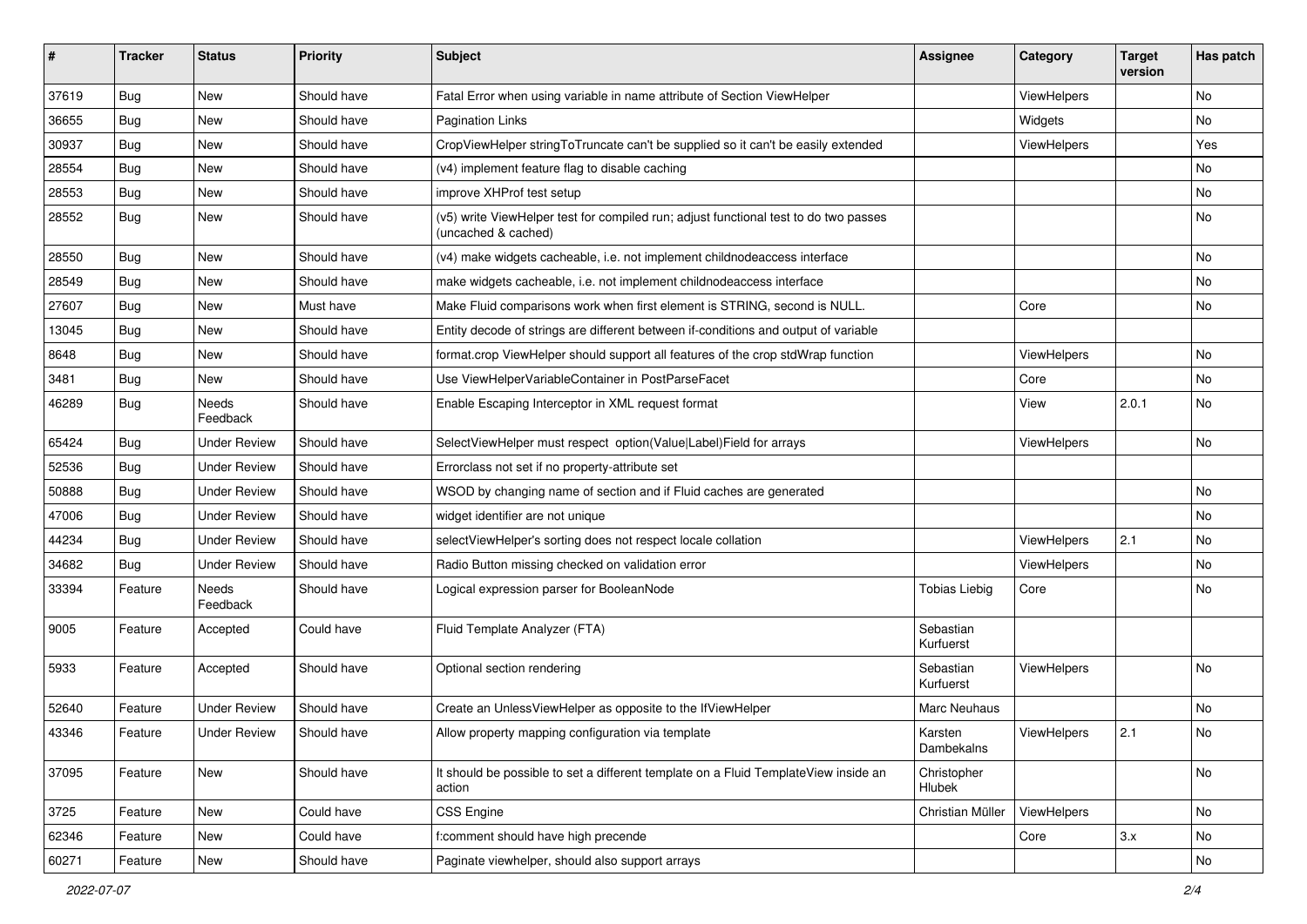| # | Tracker | Status | Priority | Subject | Assignee | Category | Target version | Has patch |
|---|---|---|---|---|---|---|---|---|
| 37619 | Bug | New | Should have | Fatal Error when using variable in name attribute of Section ViewHelper | | ViewHelpers | | No |
| 36655 | Bug | New | Should have | Pagination Links | | Widgets | | No |
| 30937 | Bug | New | Should have | CropViewHelper stringToTruncate can't be supplied so it can't be easily extended | | ViewHelpers | | Yes |
| 28554 | Bug | New | Should have | (v4) implement feature flag to disable caching | | | | No |
| 28553 | Bug | New | Should have | improve XHProf test setup | | | | No |
| 28552 | Bug | New | Should have | (v5) write ViewHelper test for compiled run; adjust functional test to do two passes (uncached & cached) | | | | No |
| 28550 | Bug | New | Should have | (v4) make widgets cacheable, i.e. not implement childnodeaccess interface | | | | No |
| 28549 | Bug | New | Should have | make widgets cacheable, i.e. not implement childnodeaccess interface | | | | No |
| 27607 | Bug | New | Must have | Make Fluid comparisons work when first element is STRING, second is NULL. | | Core | | No |
| 13045 | Bug | New | Should have | Entity decode of strings are different between if-conditions and output of variable | | | | |
| 8648 | Bug | New | Should have | format.crop ViewHelper should support all features of the crop stdWrap function | | ViewHelpers | | No |
| 3481 | Bug | New | Should have | Use ViewHelperVariableContainer in PostParseFacet | | Core | | No |
| 46289 | Bug | Needs Feedback | Should have | Enable Escaping Interceptor in XML request format | | View | 2.0.1 | No |
| 65424 | Bug | Under Review | Should have | SelectViewHelper must respect option(Value\|Label)Field for arrays | | ViewHelpers | | No |
| 52536 | Bug | Under Review | Should have | Errorclass not set if no property-attribute set | | | | |
| 50888 | Bug | Under Review | Should have | WSOD by changing name of section and if Fluid caches are generated | | | | No |
| 47006 | Bug | Under Review | Should have | widget identifier are not unique | | | | No |
| 44234 | Bug | Under Review | Should have | selectViewHelper's sorting does not respect locale collation | | ViewHelpers | 2.1 | No |
| 34682 | Bug | Under Review | Should have | Radio Button missing checked on validation error | | ViewHelpers | | No |
| 33394 | Feature | Needs Feedback | Should have | Logical expression parser for BooleanNode | Tobias Liebig | Core | | No |
| 9005 | Feature | Accepted | Could have | Fluid Template Analyzer (FTA) | Sebastian Kurfuerst | | | |
| 5933 | Feature | Accepted | Should have | Optional section rendering | Sebastian Kurfuerst | ViewHelpers | | No |
| 52640 | Feature | Under Review | Should have | Create an UnlessViewHelper as opposite to the IfViewHelper | Marc Neuhaus | | | No |
| 43346 | Feature | Under Review | Should have | Allow property mapping configuration via template | Karsten Dambekalns | ViewHelpers | 2.1 | No |
| 37095 | Feature | New | Should have | It should be possible to set a different template on a Fluid TemplateView inside an action | Christopher Hlubek | | | No |
| 3725 | Feature | New | Could have | CSS Engine | Christian Müller | ViewHelpers | | No |
| 62346 | Feature | New | Could have | f:comment should have high precende | | Core | 3.x | No |
| 60271 | Feature | New | Should have | Paginate viewhelper, should also support arrays | | | | No |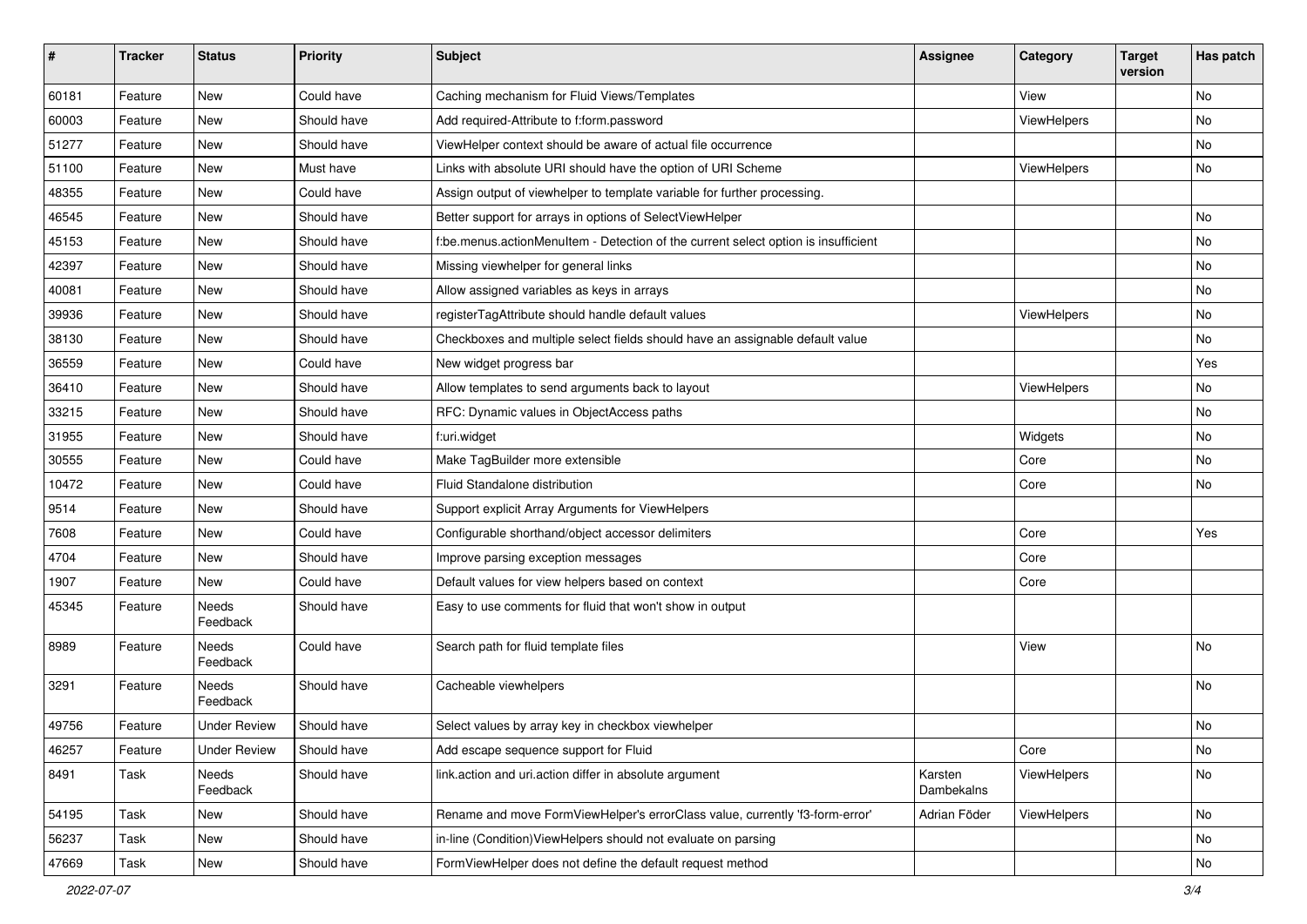| # | Tracker | Status | Priority | Subject | Assignee | Category | Target version | Has patch |
|---|---|---|---|---|---|---|---|---|
| 60181 | Feature | New | Could have | Caching mechanism for Fluid Views/Templates | | View | | No |
| 60003 | Feature | New | Should have | Add required-Attribute to f:form.password | | ViewHelpers | | No |
| 51277 | Feature | New | Should have | ViewHelper context should be aware of actual file occurrence | | | | No |
| 51100 | Feature | New | Must have | Links with absolute URI should have the option of URI Scheme | | ViewHelpers | | No |
| 48355 | Feature | New | Could have | Assign output of viewhelper to template variable for further processing. | | | | |
| 46545 | Feature | New | Should have | Better support for arrays in options of SelectViewHelper | | | | No |
| 45153 | Feature | New | Should have | f:be.menus.actionMenuItem - Detection of the current select option is insufficient | | | | No |
| 42397 | Feature | New | Should have | Missing viewhelper for general links | | | | No |
| 40081 | Feature | New | Should have | Allow assigned variables as keys in arrays | | | | No |
| 39936 | Feature | New | Should have | registerTagAttribute should handle default values | | ViewHelpers | | No |
| 38130 | Feature | New | Should have | Checkboxes and multiple select fields should have an assignable default value | | | | No |
| 36559 | Feature | New | Could have | New widget progress bar | | | | Yes |
| 36410 | Feature | New | Should have | Allow templates to send arguments back to layout | | ViewHelpers | | No |
| 33215 | Feature | New | Should have | RFC: Dynamic values in ObjectAccess paths | | | | No |
| 31955 | Feature | New | Should have | f:uri.widget | | Widgets | | No |
| 30555 | Feature | New | Could have | Make TagBuilder more extensible | | Core | | No |
| 10472 | Feature | New | Could have | Fluid Standalone distribution | | Core | | No |
| 9514 | Feature | New | Should have | Support explicit Array Arguments for ViewHelpers | | | | |
| 7608 | Feature | New | Could have | Configurable shorthand/object accessor delimiters | | Core | | Yes |
| 4704 | Feature | New | Should have | Improve parsing exception messages | | Core | | |
| 1907 | Feature | New | Could have | Default values for view helpers based on context | | Core | | |
| 45345 | Feature | Needs Feedback | Should have | Easy to use comments for fluid that won't show in output | | | | |
| 8989 | Feature | Needs Feedback | Could have | Search path for fluid template files | | View | | No |
| 3291 | Feature | Needs Feedback | Should have | Cacheable viewhelpers | | | | No |
| 49756 | Feature | Under Review | Should have | Select values by array key in checkbox viewhelper | | | | No |
| 46257 | Feature | Under Review | Should have | Add escape sequence support for Fluid | | Core | | No |
| 8491 | Task | Needs Feedback | Should have | link.action and uri.action differ in absolute argument | Karsten Dambekalns | ViewHelpers | | No |
| 54195 | Task | New | Should have | Rename and move FormViewHelper's errorClass value, currently 'f3-form-error' | Adrian Föder | ViewHelpers | | No |
| 56237 | Task | New | Should have | in-line (Condition)ViewHelpers should not evaluate on parsing | | | | No |
| 47669 | Task | New | Should have | FormViewHelper does not define the default request method | | | | No |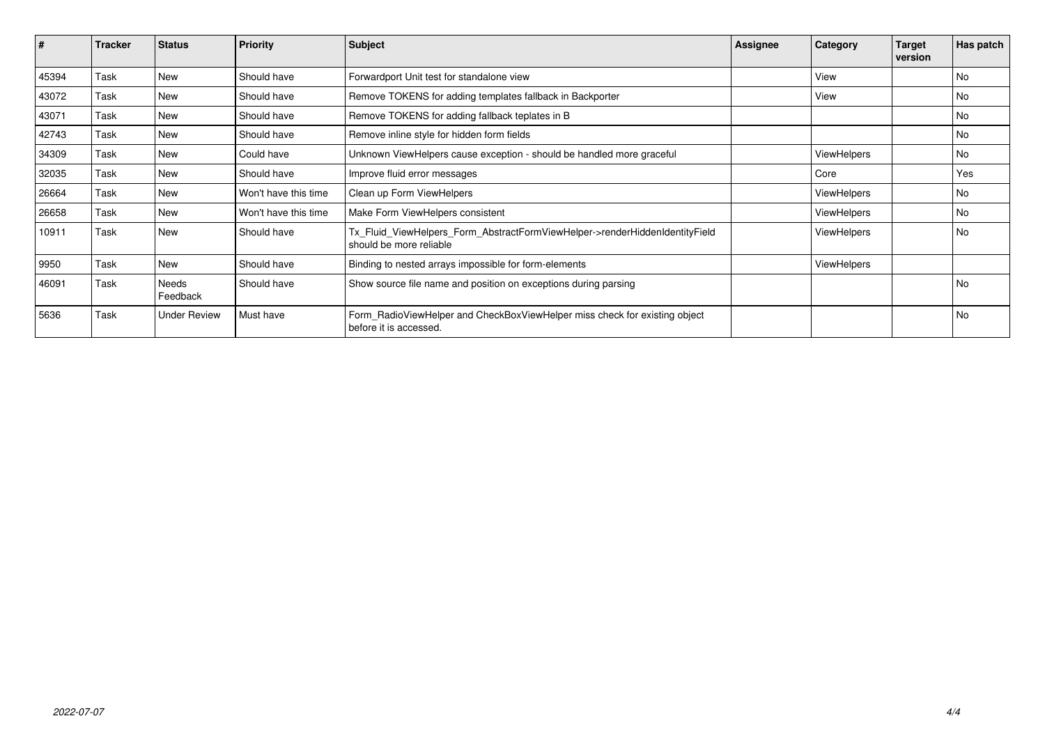| # | Tracker | Status | Priority | Subject | Assignee | Category | Target version | Has patch |
|---|---|---|---|---|---|---|---|---|
| 45394 | Task | New | Should have | Forwardport Unit test for standalone view | | View | | No |
| 43072 | Task | New | Should have | Remove TOKENS for adding templates fallback in Backporter | | View | | No |
| 43071 | Task | New | Should have | Remove TOKENS for adding fallback teplates in B | | | | No |
| 42743 | Task | New | Should have | Remove inline style for hidden form fields | | | | No |
| 34309 | Task | New | Could have | Unknown ViewHelpers cause exception - should be handled more graceful | | ViewHelpers | | No |
| 32035 | Task | New | Should have | Improve fluid error messages | | Core | | Yes |
| 26664 | Task | New | Won't have this time | Clean up Form ViewHelpers | | ViewHelpers | | No |
| 26658 | Task | New | Won't have this time | Make Form ViewHelpers consistent | | ViewHelpers | | No |
| 10911 | Task | New | Should have | Tx_Fluid_ViewHelpers_Form_AbstractFormViewHelper->renderHiddenIdentityField should be more reliable | | ViewHelpers | | No |
| 9950 | Task | New | Should have | Binding to nested arrays impossible for form-elements | | ViewHelpers | | |
| 46091 | Task | Needs Feedback | Should have | Show source file name and position on exceptions during parsing | | | | No |
| 5636 | Task | Under Review | Must have | Form_RadioViewHelper and CheckBoxViewHelper miss check for existing object before it is accessed. | | | | No |

*2022-07-07*